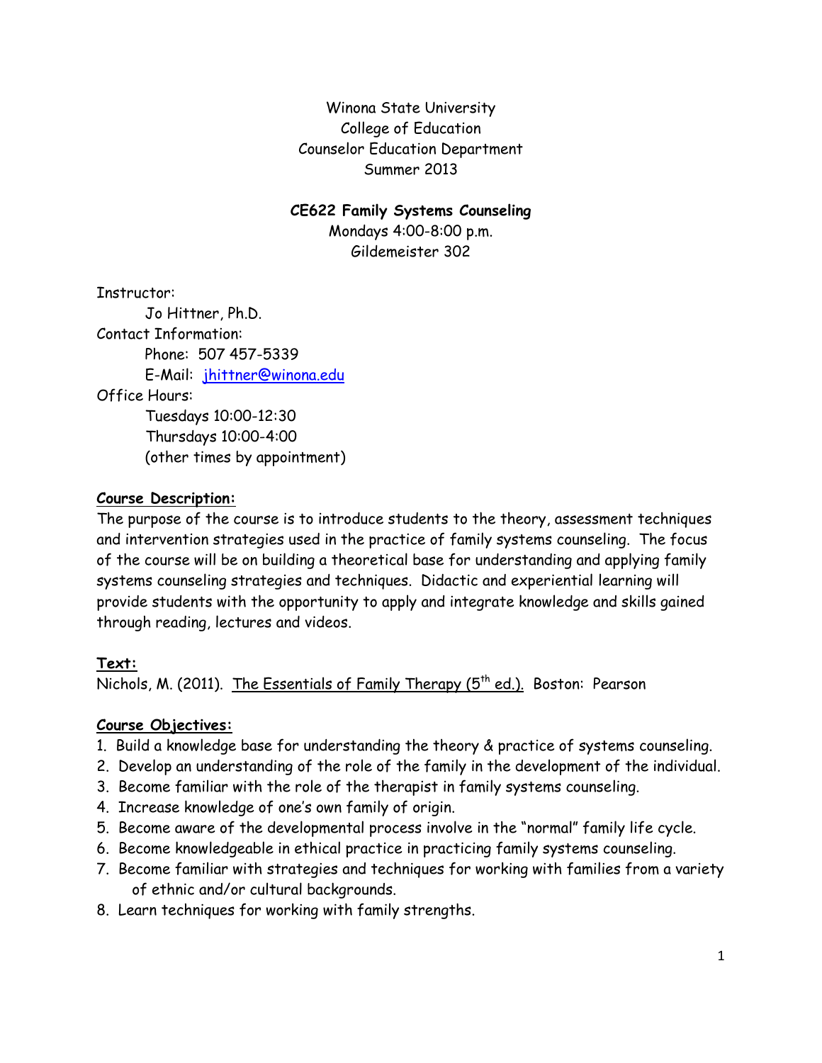Winona State University
College of Education
Counselor Education Department
Summer 2013

**CE622 Family Systems Counseling**
Mondays 4:00-8:00 p.m.
Gildemeister 302

Instructor:
Jo Hittner, Ph.D.
Contact Information:
Phone: 507 457-5339
E-Mail: jhittner@winona.edu
Office Hours:
Tuesdays 10:00-12:30
Thursdays 10:00-4:00
(other times by appointment)

**Course Description:**

The purpose of the course is to introduce students to the theory, assessment techniques and intervention strategies used in the practice of family systems counseling. The focus of the course will be on building a theoretical base for understanding and applying family systems counseling strategies and techniques. Didactic and experiential learning will provide students with the opportunity to apply and integrate knowledge and skills gained through reading, lectures and videos.

**Text:**

Nichols, M. (2011). The Essentials of Family Therapy (5th ed.). Boston: Pearson

**Course Objectives:**

1. Build a knowledge base for understanding the theory & practice of systems counseling.
2. Develop an understanding of the role of the family in the development of the individual.
3. Become familiar with the role of the therapist in family systems counseling.
4. Increase knowledge of one's own family of origin.
5. Become aware of the developmental process involve in the "normal" family life cycle.
6. Become knowledgeable in ethical practice in practicing family systems counseling.
7. Become familiar with strategies and techniques for working with families from a variety of ethnic and/or cultural backgrounds.
8. Learn techniques for working with family strengths.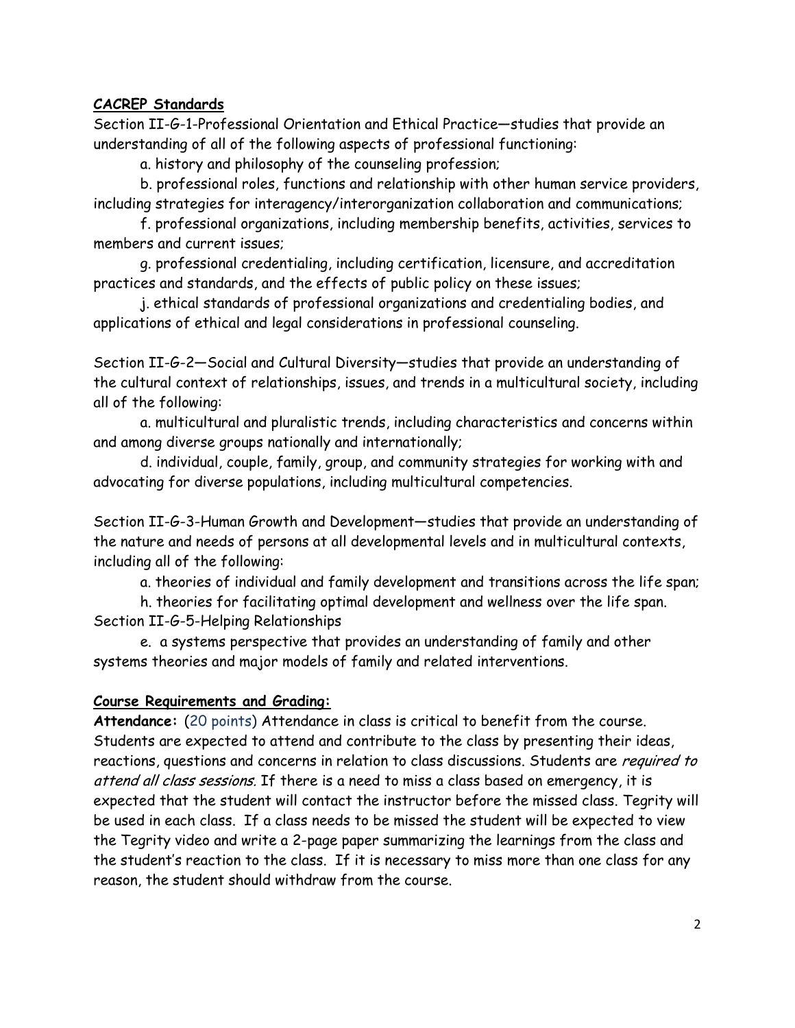**CACREP Standards**

Section II-G-1-Professional Orientation and Ethical Practice—studies that provide an understanding of all of the following aspects of professional functioning:

a. history and philosophy of the counseling profession;

b. professional roles, functions and relationship with other human service providers, including strategies for interagency/interorganization collaboration and communications;

f. professional organizations, including membership benefits, activities, services to members and current issues;

g. professional credentialing, including certification, licensure, and accreditation practices and standards, and the effects of public policy on these issues;

j. ethical standards of professional organizations and credentialing bodies, and applications of ethical and legal considerations in professional counseling.

Section II-G-2—Social and Cultural Diversity—studies that provide an understanding of the cultural context of relationships, issues, and trends in a multicultural society, including all of the following:

a. multicultural and pluralistic trends, including characteristics and concerns within and among diverse groups nationally and internationally;

d. individual, couple, family, group, and community strategies for working with and advocating for diverse populations, including multicultural competencies.

Section II-G-3-Human Growth and Development—studies that provide an understanding of the nature and needs of persons at all developmental levels and in multicultural contexts, including all of the following:

a. theories of individual and family development and transitions across the life span;

h. theories for facilitating optimal development and wellness over the life span.

Section II-G-5-Helping Relationships

e. a systems perspective that provides an understanding of family and other systems theories and major models of family and related interventions.

**Course Requirements and Grading:**

**Attendance:** (20 points) Attendance in class is critical to benefit from the course. Students are expected to attend and contribute to the class by presenting their ideas, reactions, questions and concerns in relation to class discussions. Students are *required to attend all class sessions*. If there is a need to miss a class based on emergency, it is expected that the student will contact the instructor before the missed class. Tegrity will be used in each class. If a class needs to be missed the student will be expected to view the Tegrity video and write a 2-page paper summarizing the learnings from the class and the student's reaction to the class. If it is necessary to miss more than one class for any reason, the student should withdraw from the course.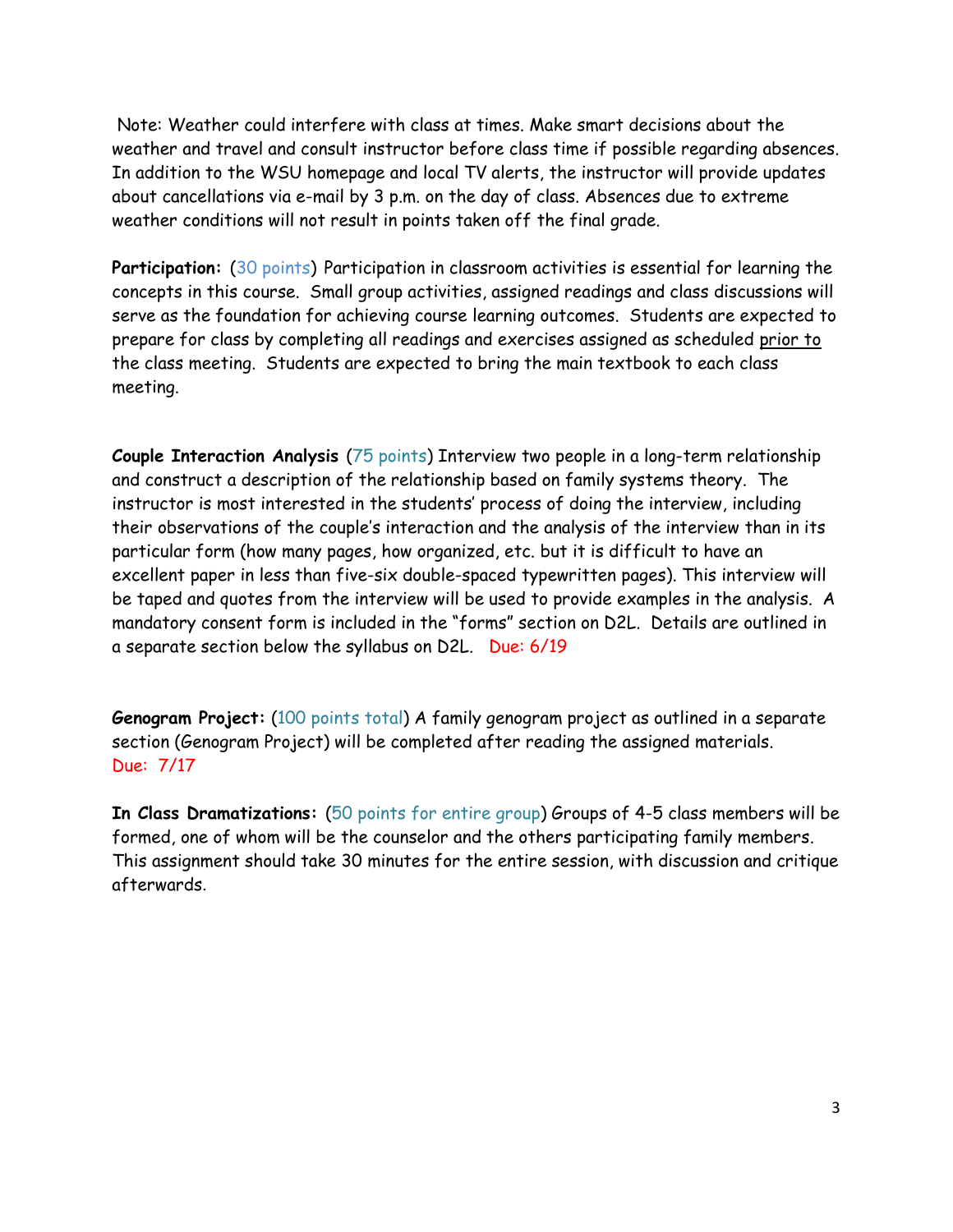Note: Weather could interfere with class at times. Make smart decisions about the weather and travel and consult instructor before class time if possible regarding absences. In addition to the WSU homepage and local TV alerts, the instructor will provide updates about cancellations via e-mail by 3 p.m. on the day of class. Absences due to extreme weather conditions will not result in points taken off the final grade.

**Participation:** (30 points) Participation in classroom activities is essential for learning the concepts in this course. Small group activities, assigned readings and class discussions will serve as the foundation for achieving course learning outcomes. Students are expected to prepare for class by completing all readings and exercises assigned as scheduled prior to the class meeting. Students are expected to bring the main textbook to each class meeting.

**Couple Interaction Analysis** (75 points) Interview two people in a long-term relationship and construct a description of the relationship based on family systems theory. The instructor is most interested in the students' process of doing the interview, including their observations of the couple's interaction and the analysis of the interview than in its particular form (how many pages, how organized, etc. but it is difficult to have an excellent paper in less than five-six double-spaced typewritten pages). This interview will be taped and quotes from the interview will be used to provide examples in the analysis. A mandatory consent form is included in the "forms" section on D2L. Details are outlined in a separate section below the syllabus on D2L. Due: 6/19

**Genogram Project:** (100 points total) A family genogram project as outlined in a separate section (Genogram Project) will be completed after reading the assigned materials. Due: 7/17

**In Class Dramatizations:** (50 points for entire group) Groups of 4-5 class members will be formed, one of whom will be the counselor and the others participating family members. This assignment should take 30 minutes for the entire session, with discussion and critique afterwards.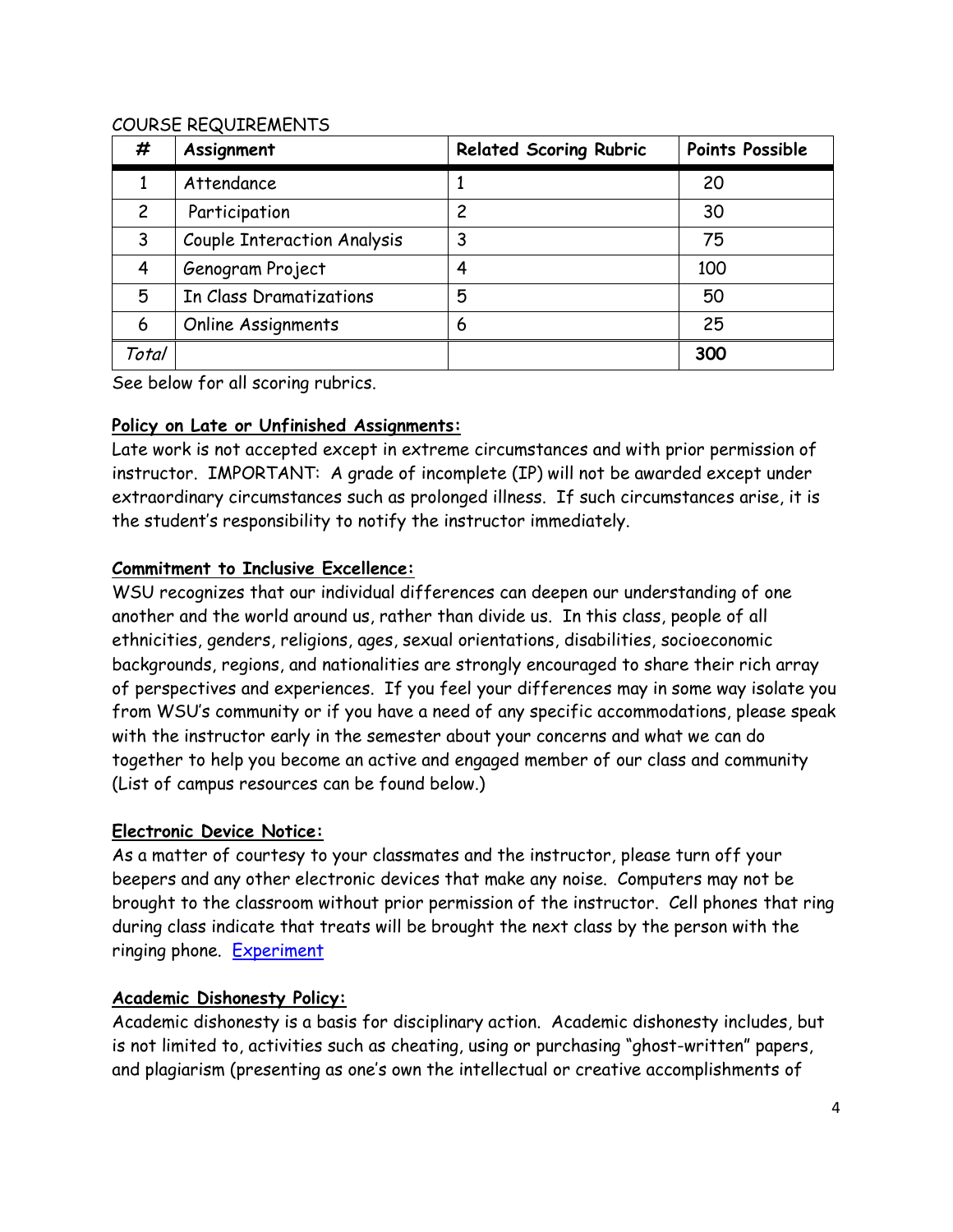COURSE REQUIREMENTS

| # | Assignment | Related Scoring Rubric | Points Possible |
|---|---|---|---|
| 1 | Attendance | 1 | 20 |
| 2 | Participation | 2 | 30 |
| 3 | Couple Interaction Analysis | 3 | 75 |
| 4 | Genogram Project | 4 | 100 |
| 5 | In Class Dramatizations | 5 | 50 |
| 6 | Online Assignments | 6 | 25 |
| *Total* | | | **300** |

See below for all scoring rubrics.

**Policy on Late or Unfinished Assignments:**

Late work is not accepted except in extreme circumstances and with prior permission of instructor. IMPORTANT: A grade of incomplete (IP) will not be awarded except under extraordinary circumstances such as prolonged illness. If such circumstances arise, it is the student's responsibility to notify the instructor immediately.

**Commitment to Inclusive Excellence:**

WSU recognizes that our individual differences can deepen our understanding of one another and the world around us, rather than divide us. In this class, people of all ethnicities, genders, religions, ages, sexual orientations, disabilities, socioeconomic backgrounds, regions, and nationalities are strongly encouraged to share their rich array of perspectives and experiences. If you feel your differences may in some way isolate you from WSU's community or if you have a need of any specific accommodations, please speak with the instructor early in the semester about your concerns and what we can do together to help you become an active and engaged member of our class and community (List of campus resources can be found below.)

**Electronic Device Notice:**

As a matter of courtesy to your classmates and the instructor, please turn off your beepers and any other electronic devices that make any noise. Computers may not be brought to the classroom without prior permission of the instructor. Cell phones that ring during class indicate that treats will be brought the next class by the person with the ringing phone. Experiment

**Academic Dishonesty Policy:**

Academic dishonesty is a basis for disciplinary action. Academic dishonesty includes, but is not limited to, activities such as cheating, using or purchasing "ghost-written" papers, and plagiarism (presenting as one's own the intellectual or creative accomplishments of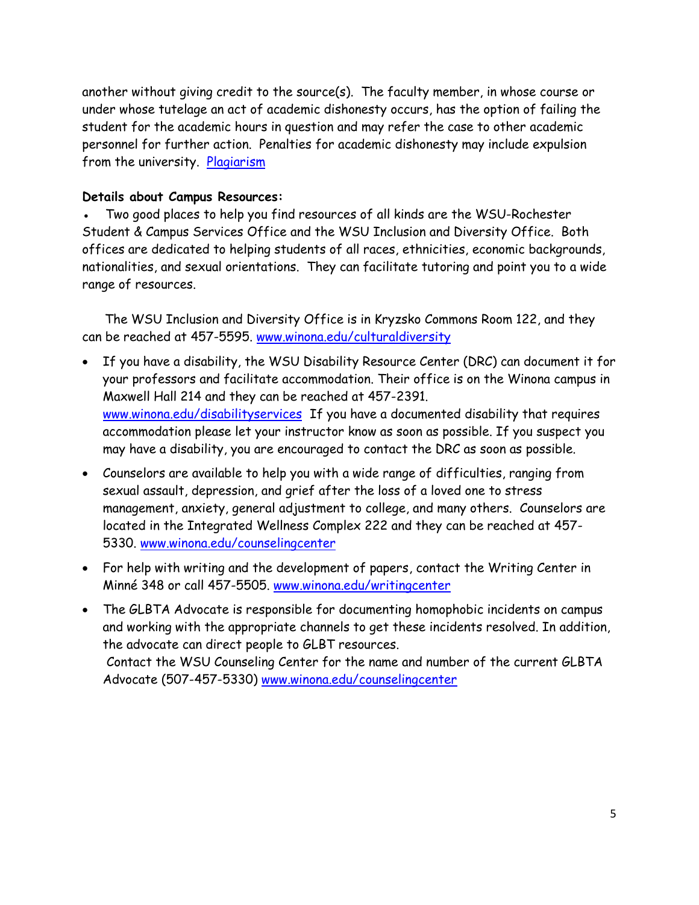another without giving credit to the source(s). The faculty member, in whose course or under whose tutelage an act of academic dishonesty occurs, has the option of failing the student for the academic hours in question and may refer the case to other academic personnel for further action. Penalties for academic dishonesty may include expulsion from the university. [Plagiarism]

**Details about Campus Resources:**

- Two good places to help you find resources of all kinds are the WSU-Rochester Student & Campus Services Office and the WSU Inclusion and Diversity Office. Both offices are dedicated to helping students of all races, ethnicities, economic backgrounds, nationalities, and sexual orientations. They can facilitate tutoring and point you to a wide range of resources.

The WSU Inclusion and Diversity Office is in Kryzsko Commons Room 122, and they can be reached at 457-5595. www.winona.edu/culturaldiversity

- If you have a disability, the WSU Disability Resource Center (DRC) can document it for your professors and facilitate accommodation. Their office is on the Winona campus in Maxwell Hall 214 and they can be reached at 457-2391. www.winona.edu/disabilityservices If you have a documented disability that requires accommodation please let your instructor know as soon as possible. If you suspect you may have a disability, you are encouraged to contact the DRC as soon as possible.
- Counselors are available to help you with a wide range of difficulties, ranging from sexual assault, depression, and grief after the loss of a loved one to stress management, anxiety, general adjustment to college, and many others. Counselors are located in the Integrated Wellness Complex 222 and they can be reached at 457-5330. www.winona.edu/counselingcenter
- For help with writing and the development of papers, contact the Writing Center in Minné 348 or call 457-5505. www.winona.edu/writingcenter
- The GLBTA Advocate is responsible for documenting homophobic incidents on campus and working with the appropriate channels to get these incidents resolved. In addition, the advocate can direct people to GLBT resources.
  Contact the WSU Counseling Center for the name and number of the current GLBTA Advocate (507-457-5330) www.winona.edu/counselingcenter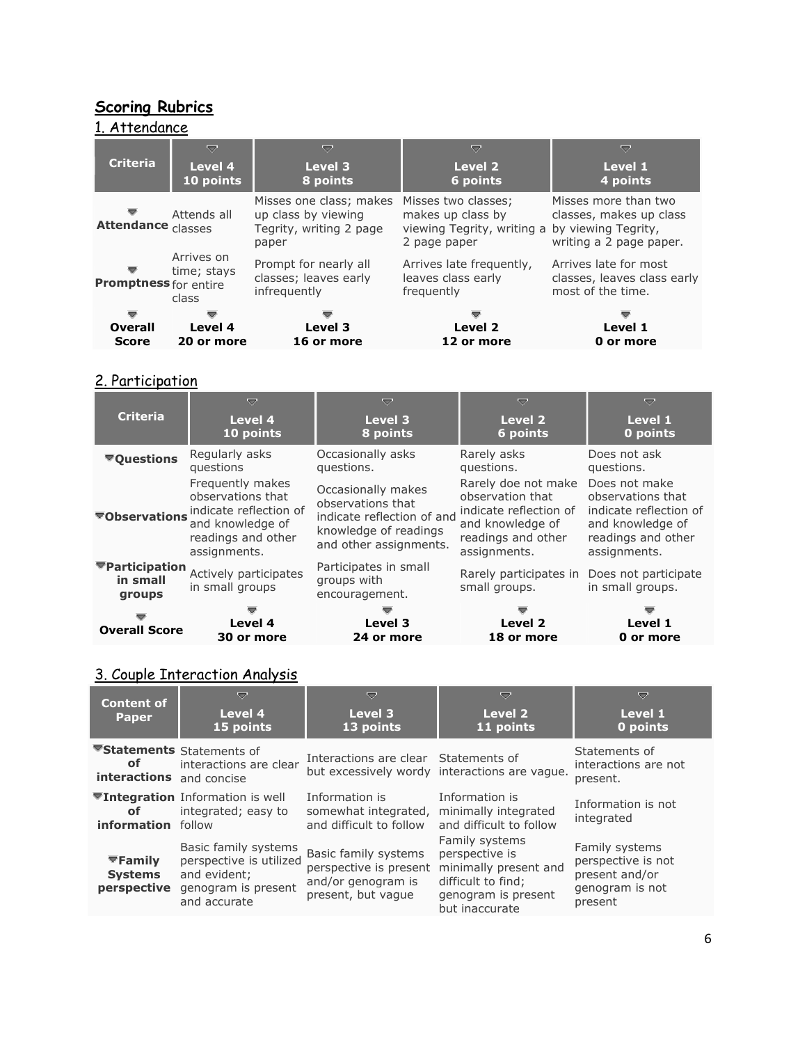## Scoring Rubrics

### 1. Attendance

| Criteria | Level 4<br>10 points | Level 3<br>8 points | Level 2<br>6 points | Level 1<br>4 points |
|---|---|---|---|---|
| **Attendance** | Attends all classes | Misses one class; makes up class by viewing Tegrity, writing 2 page paper | Misses two classes; makes up class by viewing Tegrity, writing a 2 page paper | Misses more than two classes, makes up class by viewing Tegrity, writing a 2 page paper. |
| **Promptness** | Arrives on time; stays for entire class | Prompt for nearly all classes; leaves early infrequently | Arrives late frequently, leaves class early frequently | Arrives late for most classes, leaves class early most of the time. |
| **Overall Score** | **Level 4**<br>**20 or more** | **Level 3**<br>**16 or more** | **Level 2**<br>**12 or more** | **Level 1**<br>**0 or more** |

### 2. Participation

| Criteria | Level 4<br>10 points | Level 3<br>8 points | Level 2<br>6 points | Level 1<br>0 points |
|---|---|---|---|---|
| **Questions** | Regularly asks questions | Occasionally asks questions. | Rarely asks questions. | Does not ask questions. |
| **Observations** | Frequently makes observations that indicate reflection of and knowledge of readings and other assignments. | Occasionally makes observations that indicate reflection of and knowledge of readings and other assignments. | Rarely doe not make observation that indicate reflection of and knowledge of readings and other assignments. | Does not make observations that indicate reflection of and knowledge of readings and other assignments. |
| **Participation in small groups** | Actively participates in small groups | Participates in small groups with encouragement. | Rarely participates in small groups. | Does not participate in small groups. |
| **Overall Score** | **Level 4**<br>**30 or more** | **Level 3**<br>**24 or more** | **Level 2**<br>**18 or more** | **Level 1**<br>**0 or more** |

### 3. Couple Interaction Analysis

| Content of Paper | Level 4<br>15 points | Level 3<br>13 points | Level 2<br>11 points | Level 1<br>0 points |
|---|---|---|---|---|
| **Statements of interactions** | Statements of interactions are clear and concise | Interactions are clear but excessively wordy | Statements of interactions are vague. | Statements of interactions are not present. |
| **Integration of information** | Information is well integrated; easy to follow | Information is somewhat integrated, and difficult to follow | Information is minimally integrated and difficult to follow | Information is not integrated |
| **Family Systems perspective** | Basic family systems perspective is utilized and evident; genogram is present and accurate | Basic family systems perspective is present and/or genogram is present, but vague | Family systems perspective is minimally present and difficult to find; genogram is present but inaccurate | Family systems perspective is not present and/or genogram is not present |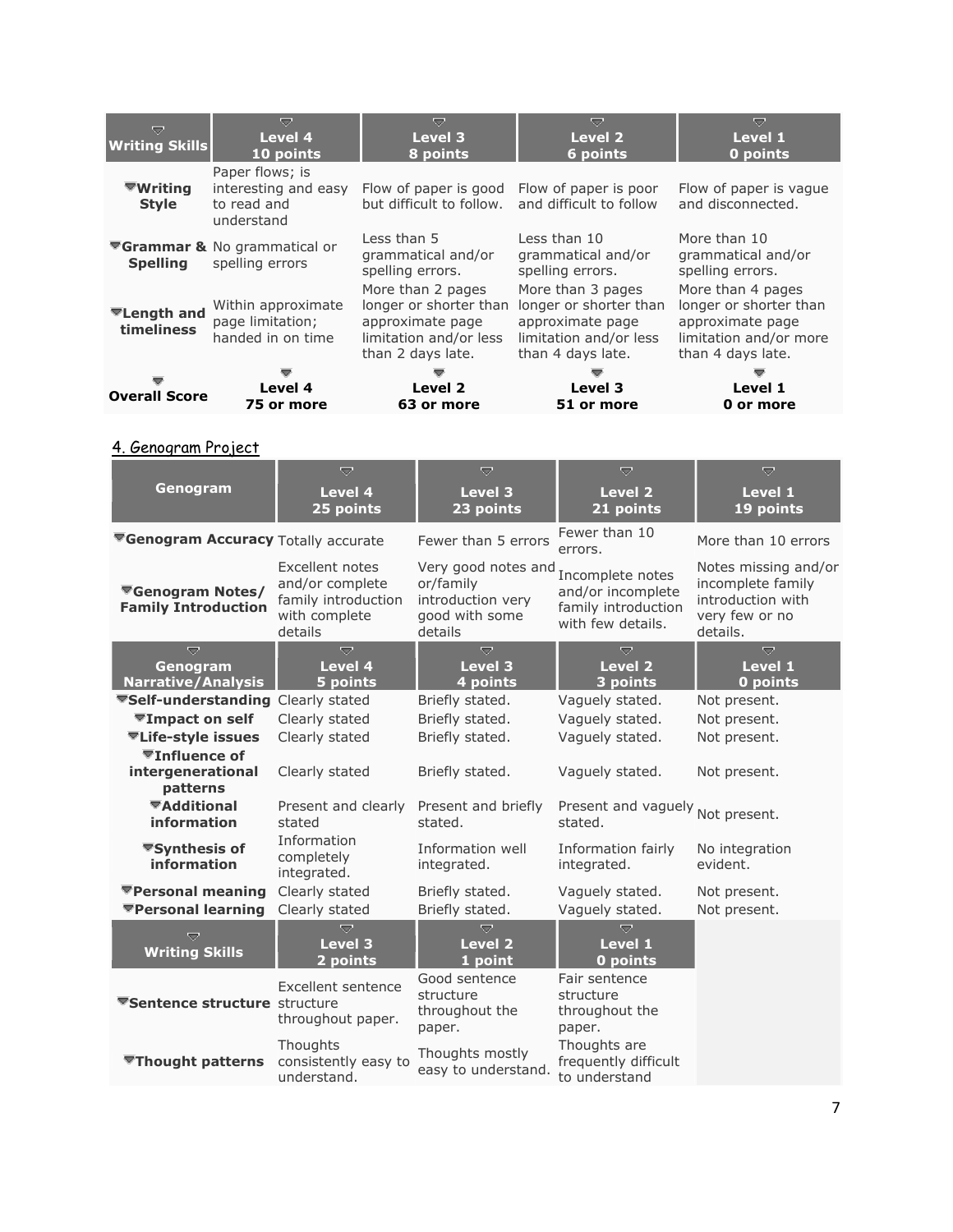| Writing Skills | Level 4 10 points | Level 3 8 points | Level 2 6 points | Level 1 0 points |
|---|---|---|---|---|
| **Writing Style** | Paper flows; is interesting and easy to read and understand | Flow of paper is good but difficult to follow. | Flow of paper is poor and difficult to follow | Flow of paper is vague and disconnected. |
| **Grammar & Spelling** | No grammatical or spelling errors | Less than 5 grammatical and/or spelling errors. | Less than 10 grammatical and/or spelling errors. | More than 10 grammatical and/or spelling errors. |
| **Length and timeliness** | Within approximate page limitation; handed in on time | More than 2 pages longer or shorter than approximate page limitation and/or less than 2 days late. | More than 3 pages longer or shorter than approximate page limitation and/or less than 4 days late. | More than 4 pages longer or shorter than approximate page limitation and/or more than 4 days late. |
| **Overall Score** | **Level 4 75 or more** | **Level 2 63 or more** | **Level 3 51 or more** | **Level 1 0 or more** |

4. Genogram Project

| Genogram | Level 4 25 points | Level 3 23 points | Level 2 21 points | Level 1 19 points |
|---|---|---|---|---|
| **Genogram Accuracy** | Totally accurate | Fewer than 5 errors | Fewer than 10 errors. | More than 10 errors |
| **Genogram Notes/ Family Introduction** | Excellent notes and/or complete family introduction with complete details | Very good notes and or/family introduction very good with some details | Incomplete notes and/or incomplete family introduction with few details. | Notes missing and/or incomplete family introduction with very few or no details. |

| Genogram Narrative/Analysis | Level 4 5 points | Level 3 4 points | Level 2 3 points | Level 1 0 points |
|---|---|---|---|---|
| **Self-understanding** | Clearly stated | Briefly stated. | Vaguely stated. | Not present. |
| **Impact on self** | Clearly stated | Briefly stated. | Vaguely stated. | Not present. |
| **Life-style issues** | Clearly stated | Briefly stated. | Vaguely stated. | Not present. |
| **Influence of intergenerational patterns** | Clearly stated | Briefly stated. | Vaguely stated. | Not present. |
| **Additional information** | Present and clearly stated | Present and briefly stated. | Present and vaguely stated. | Not present. |
| **Synthesis of information** | Information completely integrated. | Information well integrated. | Information fairly integrated. | No integration evident. |
| **Personal meaning** | Clearly stated | Briefly stated. | Vaguely stated. | Not present. |
| **Personal learning** | Clearly stated | Briefly stated. | Vaguely stated. | Not present. |

| Writing Skills | Level 3 2 points | Level 2 1 point | Level 1 0 points |
|---|---|---|---|
| **Sentence structure** | Excellent sentence structure throughout paper. | Good sentence structure throughout the paper. | Fair sentence structure throughout the paper. |
| **Thought patterns** | Thoughts consistently easy to understand. | Thoughts mostly easy to understand. | Thoughts are frequently difficult to understand |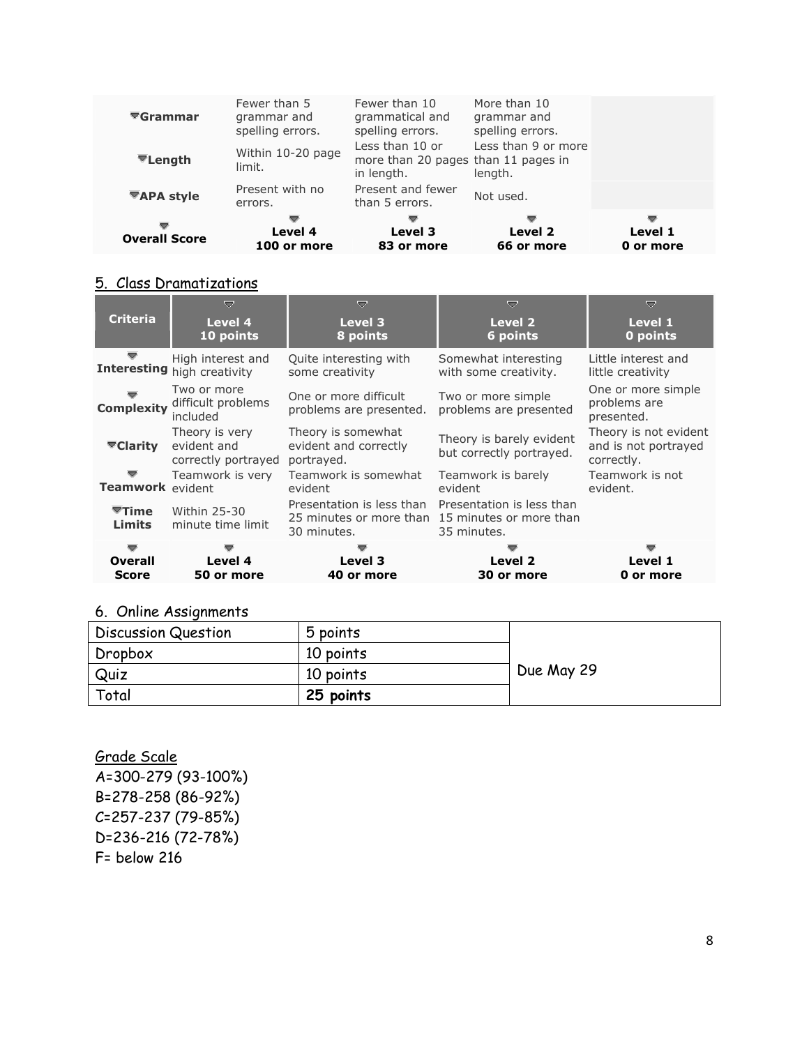| | | | | |
|---|---|---|---|---|
| Grammar | Fewer than 5 grammar and spelling errors. | Fewer than 10 grammatical and spelling errors. | More than 10 grammar and spelling errors. | |
| Length | Within 10-20 page limit. | Less than 10 or more than 20 pages in length. | Less than 9 or more than 11 pages in length. | |
| APA style | Present with no errors. | Present and fewer than 5 errors. | Not used. | |
| **Overall Score** | **Level 4 100 or more** | **Level 3 83 or more** | **Level 2 66 or more** | **Level 1 0 or more** |

5. Class Dramatizations

| Criteria | Level 4 10 points | Level 3 8 points | Level 2 6 points | Level 1 0 points |
|---|---|---|---|---|
| **Interesting** | High interest and high creativity | Quite interesting with some creativity | Somewhat interesting with some creativity. | Little interest and little creativity |
| **Complexity** | Two or more difficult problems included | One or more difficult problems are presented. | Two or more simple problems are presented | One or more simple problems are presented. |
| **Clarity** | Theory is very evident and correctly portrayed | Theory is somewhat evident and correctly portrayed. | Theory is barely evident but correctly portrayed. | Theory is not evident and is not portrayed correctly. |
| **Teamwork** | Teamwork is very evident | Teamwork is somewhat evident | Teamwork is barely evident | Teamwork is not evident. |
| **Time Limits** | Within 25-30 minute time limit | Presentation is less than 25 minutes or more than 30 minutes. | Presentation is less than 15 minutes or more than 35 minutes. | |
| **Overall Score** | **Level 4 50 or more** | **Level 3 40 or more** | **Level 2 30 or more** | **Level 1 0 or more** |

6. Online Assignments

| | | |
|---|---|---|
| Discussion Question | 5 points | Due May 29 |
| Dropbox | 10 points | |
| Quiz | 10 points | |
| Total | **25 points** | |

Grade Scale

A=300-279 (93-100%)
B=278-258 (86-92%)
C=257-237 (79-85%)
D=236-216 (72-78%)
F= below 216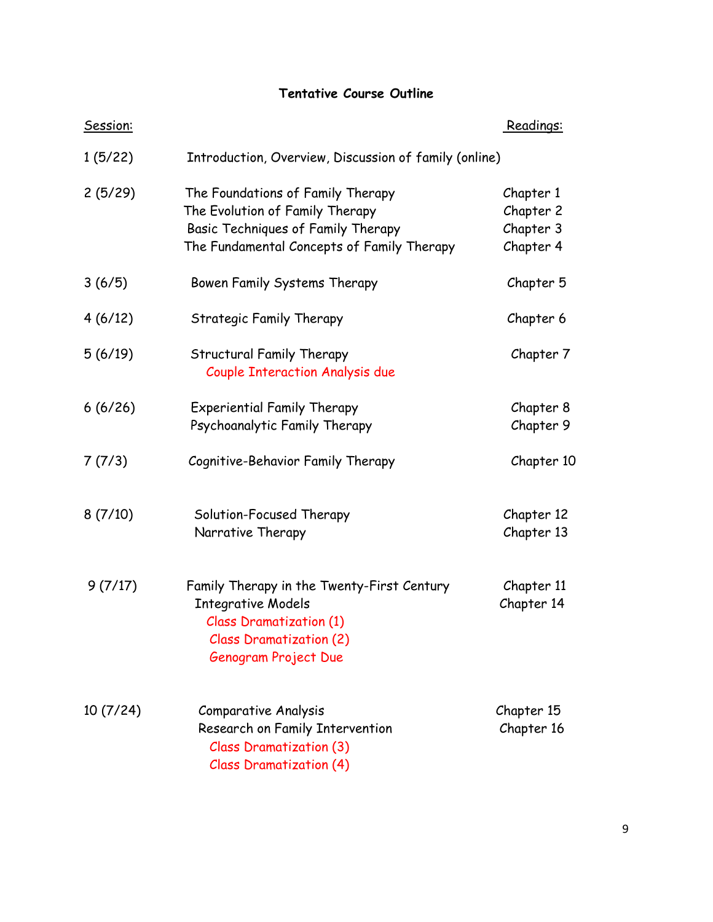## Tentative Course Outline

| Session: | | Readings: |
|---|---|---|
| 1 (5/22) | Introduction, Overview, Discussion of family (online) | |
| 2 (5/29) | The Foundations of Family Therapy<br>The Evolution of Family Therapy<br>Basic Techniques of Family Therapy<br>The Fundamental Concepts of Family Therapy | Chapter 1<br>Chapter 2<br>Chapter 3<br>Chapter 4 |
| 3 (6/5) | Bowen Family Systems Therapy | Chapter 5 |
| 4 (6/12) | Strategic Family Therapy | Chapter 6 |
| 5 (6/19) | Structural Family Therapy<br>Couple Interaction Analysis due | Chapter 7 |
| 6 (6/26) | Experiential Family Therapy<br>Psychoanalytic Family Therapy | Chapter 8<br>Chapter 9 |
| 7 (7/3) | Cognitive-Behavior Family Therapy | Chapter 10 |
| 8 (7/10) | Solution-Focused Therapy<br>Narrative Therapy | Chapter 12<br>Chapter 13 |
| 9 (7/17) | Family Therapy in the Twenty-First Century<br>Integrative Models<br>Class Dramatization (1)<br>Class Dramatization (2)<br>Genogram Project Due | Chapter 11<br>Chapter 14 |
| 10 (7/24) | Comparative Analysis<br>Research on Family Intervention<br>Class Dramatization (3)<br>Class Dramatization (4) | Chapter 15<br>Chapter 16 |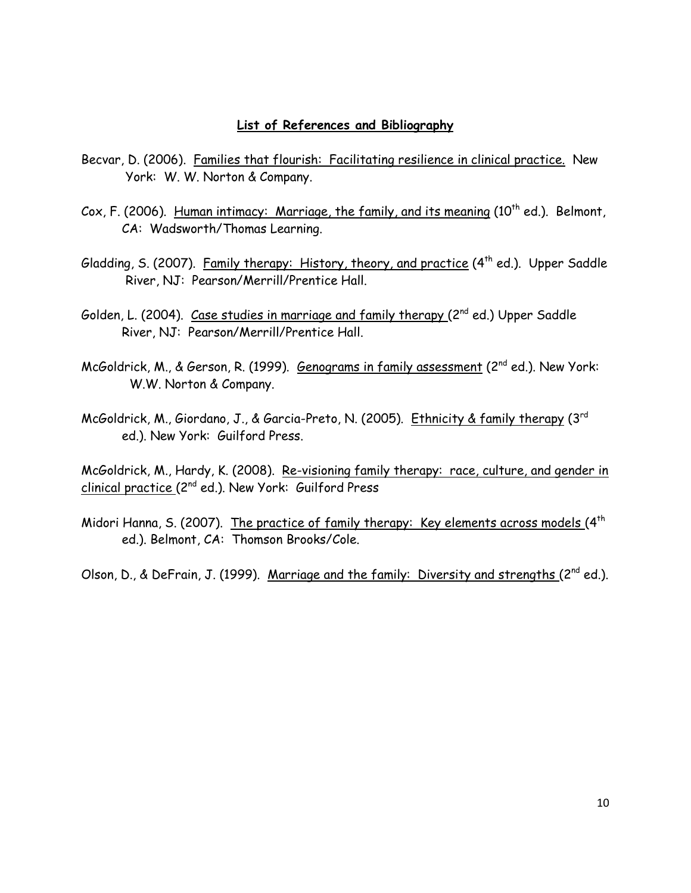## List of References and Bibliography

Becvar, D. (2006). Families that flourish: Facilitating resilience in clinical practice. New York: W. W. Norton & Company.

Cox, F. (2006). Human intimacy: Marriage, the family, and its meaning (10th ed.). Belmont, CA: Wadsworth/Thomas Learning.

Gladding, S. (2007). Family therapy: History, theory, and practice (4th ed.). Upper Saddle River, NJ: Pearson/Merrill/Prentice Hall.

Golden, L. (2004). Case studies in marriage and family therapy (2nd ed.) Upper Saddle River, NJ: Pearson/Merrill/Prentice Hall.

McGoldrick, M., & Gerson, R. (1999). Genograms in family assessment (2nd ed.). New York: W.W. Norton & Company.

McGoldrick, M., Giordano, J., & Garcia-Preto, N. (2005). Ethnicity & family therapy (3rd ed.). New York: Guilford Press.

McGoldrick, M., Hardy, K. (2008). Re-visioning family therapy: race, culture, and gender in clinical practice (2nd ed.). New York: Guilford Press

Midori Hanna, S. (2007). The practice of family therapy: Key elements across models (4th ed.). Belmont, CA: Thomson Brooks/Cole.

Olson, D., & DeFrain, J. (1999). Marriage and the family: Diversity and strengths (2nd ed.).